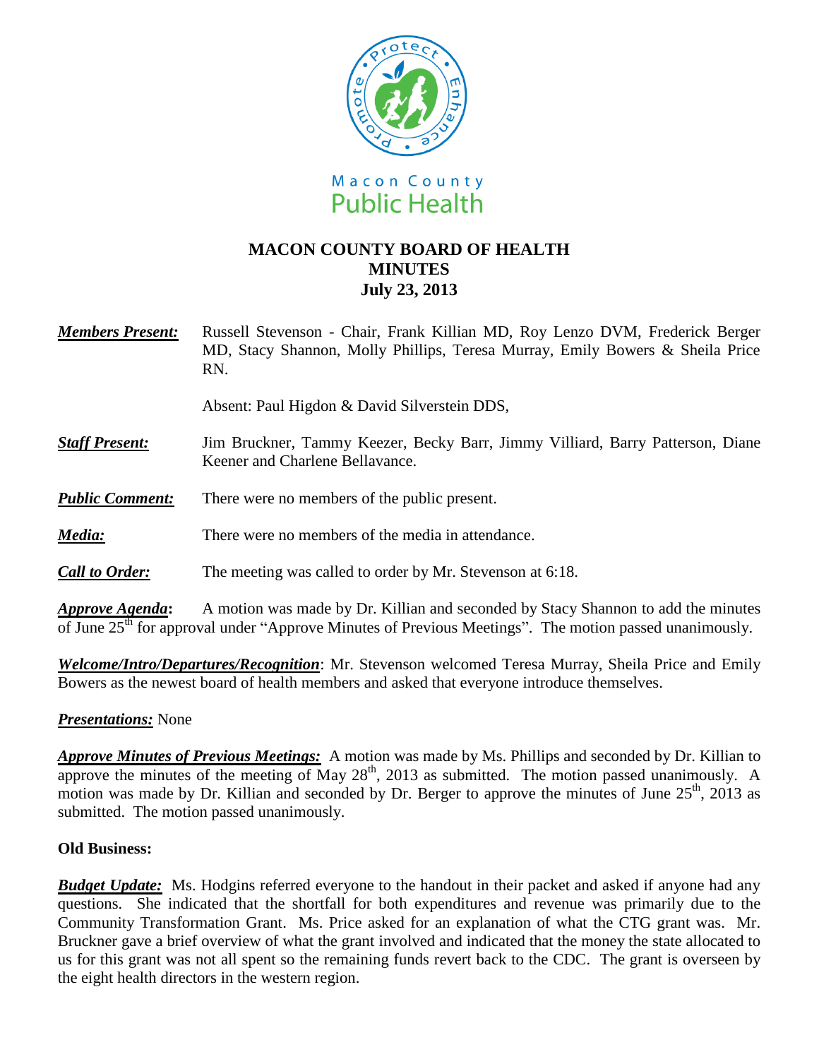Macon County
Public Health

# MACON COUNTY BOARD OF HEALTH
# MINUTES
# July 23, 2013

***Members Present:*** Russell Stevenson - Chair, Frank Killian MD, Roy Lenzo DVM, Frederick Berger MD, Stacy Shannon, Molly Phillips, Teresa Murray, Emily Bowers & Sheila Price RN.

Absent: Paul Higdon & David Silverstein DDS,

***Staff Present:*** Jim Bruckner, Tammy Keezer, Becky Barr, Jimmy Villiard, Barry Patterson, Diane Keener and Charlene Bellavance.

***Public Comment:*** There were no members of the public present.

***Media:*** There were no members of the media in attendance.

***Call to Order:*** The meeting was called to order by Mr. Stevenson at 6:18.

***Approve Agenda*****:** A motion was made by Dr. Killian and seconded by Stacy Shannon to add the minutes of June 25th for approval under "Approve Minutes of Previous Meetings". The motion passed unanimously.

***Welcome/Intro/Departures/Recognition***: Mr. Stevenson welcomed Teresa Murray, Sheila Price and Emily Bowers as the newest board of health members and asked that everyone introduce themselves.

***Presentations:*** None

***Approve Minutes of Previous Meetings:*** A motion was made by Ms. Phillips and seconded by Dr. Killian to approve the minutes of the meeting of May 28th, 2013 as submitted. The motion passed unanimously. A motion was made by Dr. Killian and seconded by Dr. Berger to approve the minutes of June 25th, 2013 as submitted. The motion passed unanimously.

**Old Business:**

***Budget Update:*** Ms. Hodgins referred everyone to the handout in their packet and asked if anyone had any questions. She indicated that the shortfall for both expenditures and revenue was primarily due to the Community Transformation Grant. Ms. Price asked for an explanation of what the CTG grant was. Mr. Bruckner gave a brief overview of what the grant involved and indicated that the money the state allocated to us for this grant was not all spent so the remaining funds revert back to the CDC. The grant is overseen by the eight health directors in the western region.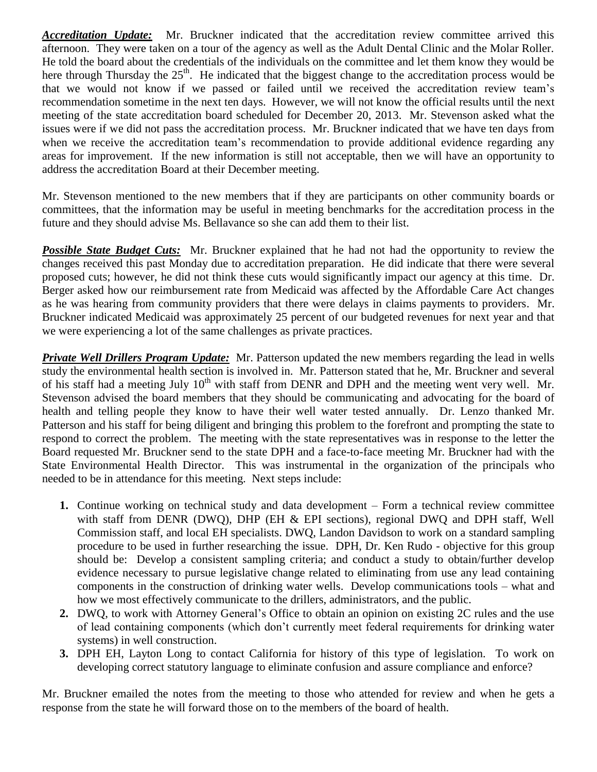***Accreditation Update:*** Mr. Bruckner indicated that the accreditation review committee arrived this afternoon. They were taken on a tour of the agency as well as the Adult Dental Clinic and the Molar Roller. He told the board about the credentials of the individuals on the committee and let them know they would be here through Thursday the 25th. He indicated that the biggest change to the accreditation process would be that we would not know if we passed or failed until we received the accreditation review team's recommendation sometime in the next ten days. However, we will not know the official results until the next meeting of the state accreditation board scheduled for December 20, 2013. Mr. Stevenson asked what the issues were if we did not pass the accreditation process. Mr. Bruckner indicated that we have ten days from when we receive the accreditation team's recommendation to provide additional evidence regarding any areas for improvement. If the new information is still not acceptable, then we will have an opportunity to address the accreditation Board at their December meeting.

Mr. Stevenson mentioned to the new members that if they are participants on other community boards or committees, that the information may be useful in meeting benchmarks for the accreditation process in the future and they should advise Ms. Bellavance so she can add them to their list.

***Possible State Budget Cuts:*** Mr. Bruckner explained that he had not had the opportunity to review the changes received this past Monday due to accreditation preparation. He did indicate that there were several proposed cuts; however, he did not think these cuts would significantly impact our agency at this time. Dr. Berger asked how our reimbursement rate from Medicaid was affected by the Affordable Care Act changes as he was hearing from community providers that there were delays in claims payments to providers. Mr. Bruckner indicated Medicaid was approximately 25 percent of our budgeted revenues for next year and that we were experiencing a lot of the same challenges as private practices.

***Private Well Drillers Program Update:*** Mr. Patterson updated the new members regarding the lead in wells study the environmental health section is involved in. Mr. Patterson stated that he, Mr. Bruckner and several of his staff had a meeting July 10th with staff from DENR and DPH and the meeting went very well. Mr. Stevenson advised the board members that they should be communicating and advocating for the board of health and telling people they know to have their well water tested annually. Dr. Lenzo thanked Mr. Patterson and his staff for being diligent and bringing this problem to the forefront and prompting the state to respond to correct the problem. The meeting with the state representatives was in response to the letter the Board requested Mr. Bruckner send to the state DPH and a face-to-face meeting Mr. Bruckner had with the State Environmental Health Director. This was instrumental in the organization of the principals who needed to be in attendance for this meeting. Next steps include:

1. Continue working on technical study and data development – Form a technical review committee with staff from DENR (DWQ), DHP (EH & EPI sections), regional DWQ and DPH staff, Well Commission staff, and local EH specialists. DWQ, Landon Davidson to work on a standard sampling procedure to be used in further researching the issue. DPH, Dr. Ken Rudo - objective for this group should be: Develop a consistent sampling criteria; and conduct a study to obtain/further develop evidence necessary to pursue legislative change related to eliminating from use any lead containing components in the construction of drinking water wells. Develop communications tools – what and how we most effectively communicate to the drillers, administrators, and the public.
2. DWQ, to work with Attorney General's Office to obtain an opinion on existing 2C rules and the use of lead containing components (which don't currently meet federal requirements for drinking water systems) in well construction.
3. DPH EH, Layton Long to contact California for history of this type of legislation. To work on developing correct statutory language to eliminate confusion and assure compliance and enforce?

Mr. Bruckner emailed the notes from the meeting to those who attended for review and when he gets a response from the state he will forward those on to the members of the board of health.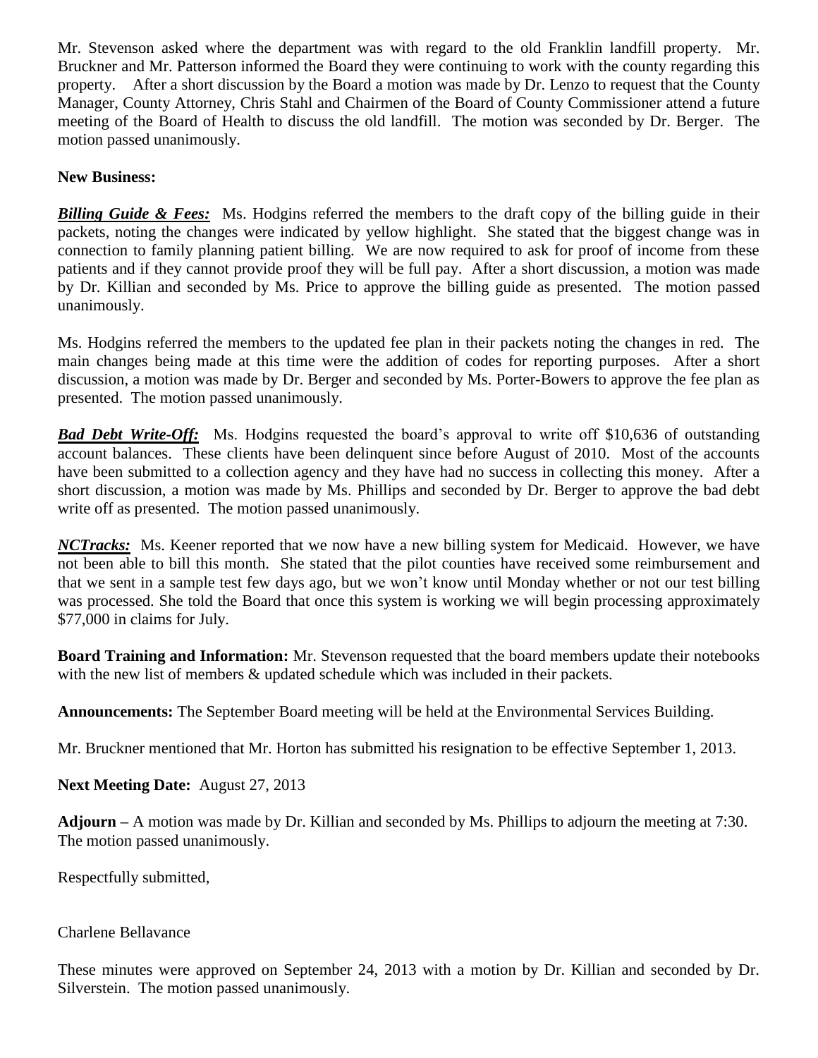Mr. Stevenson asked where the department was with regard to the old Franklin landfill property. Mr. Bruckner and Mr. Patterson informed the Board they were continuing to work with the county regarding this property. After a short discussion by the Board a motion was made by Dr. Lenzo to request that the County Manager, County Attorney, Chris Stahl and Chairmen of the Board of County Commissioner attend a future meeting of the Board of Health to discuss the old landfill. The motion was seconded by Dr. Berger. The motion passed unanimously.

**New Business:**

***Billing Guide & Fees:*** Ms. Hodgins referred the members to the draft copy of the billing guide in their packets, noting the changes were indicated by yellow highlight. She stated that the biggest change was in connection to family planning patient billing. We are now required to ask for proof of income from these patients and if they cannot provide proof they will be full pay. After a short discussion, a motion was made by Dr. Killian and seconded by Ms. Price to approve the billing guide as presented. The motion passed unanimously.

Ms. Hodgins referred the members to the updated fee plan in their packets noting the changes in red. The main changes being made at this time were the addition of codes for reporting purposes. After a short discussion, a motion was made by Dr. Berger and seconded by Ms. Porter-Bowers to approve the fee plan as presented. The motion passed unanimously.

***Bad Debt Write-Off:*** Ms. Hodgins requested the board's approval to write off $10,636 of outstanding account balances. These clients have been delinquent since before August of 2010. Most of the accounts have been submitted to a collection agency and they have had no success in collecting this money. After a short discussion, a motion was made by Ms. Phillips and seconded by Dr. Berger to approve the bad debt write off as presented. The motion passed unanimously.

***NCTracks:*** Ms. Keener reported that we now have a new billing system for Medicaid. However, we have not been able to bill this month. She stated that the pilot counties have received some reimbursement and that we sent in a sample test few days ago, but we won't know until Monday whether or not our test billing was processed. She told the Board that once this system is working we will begin processing approximately $77,000 in claims for July.

**Board Training and Information:** Mr. Stevenson requested that the board members update their notebooks with the new list of members & updated schedule which was included in their packets.

**Announcements:** The September Board meeting will be held at the Environmental Services Building.

Mr. Bruckner mentioned that Mr. Horton has submitted his resignation to be effective September 1, 2013.

**Next Meeting Date:** August 27, 2013

**Adjourn –** A motion was made by Dr. Killian and seconded by Ms. Phillips to adjourn the meeting at 7:30. The motion passed unanimously.

Respectfully submitted,

Charlene Bellavance

These minutes were approved on September 24, 2013 with a motion by Dr. Killian and seconded by Dr. Silverstein. The motion passed unanimously.